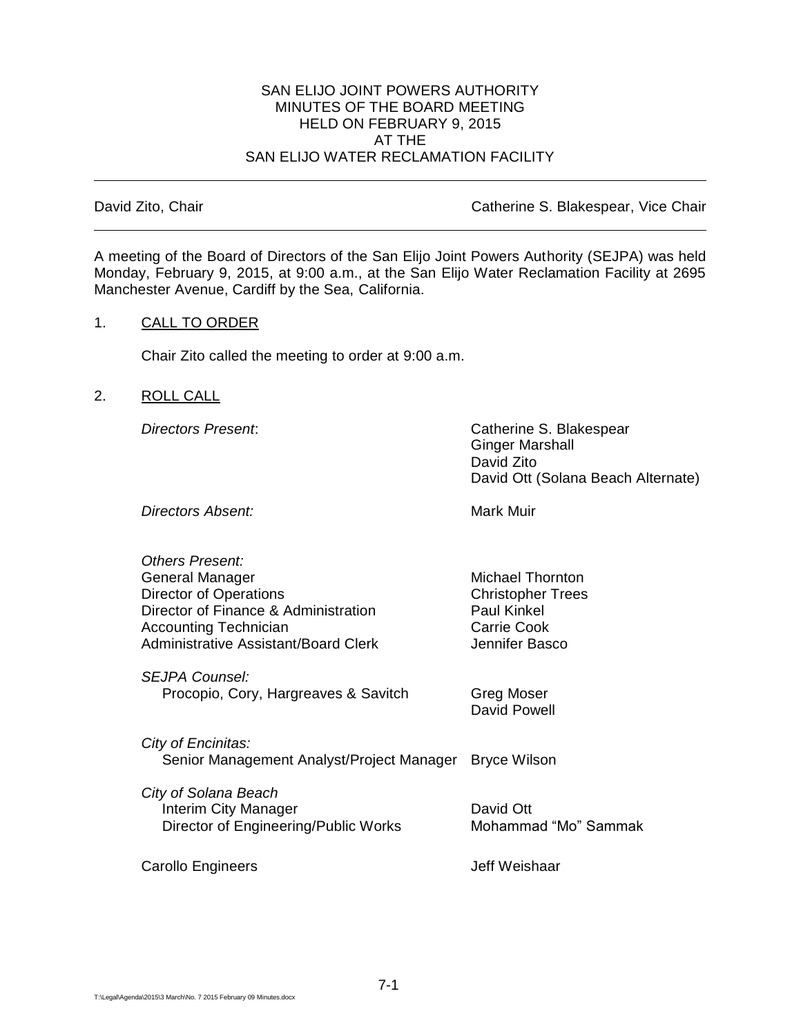# SAN ELIJO JOINT POWERS AUTHORITY
## MINUTES OF THE BOARD MEETING
## HELD ON FEBRUARY 9, 2015
## AT THE
## SAN ELIJO WATER RECLAMATION FACILITY

---

David Zito, Chair — Catherine S. Blakespear, Vice Chair

---

A meeting of the Board of Directors of the San Elijo Joint Powers Authority (SEJPA) was held Monday, February 9, 2015, at 9:00 a.m., at the San Elijo Water Reclamation Facility at 2695 Manchester Avenue, Cardiff by the Sea, California.

1. CALL TO ORDER

   Chair Zito called the meeting to order at 9:00 a.m.

2. ROLL CALL

| | |
|---|---|
| *Directors Present*: | Catherine S. Blakespear<br>Ginger Marshall<br>David Zito<br>David Ott (Solana Beach Alternate) |
| *Directors Absent:* | Mark Muir |
| *Others Present:* | |
| General Manager | Michael Thornton |
| Director of Operations | Christopher Trees |
| Director of Finance & Administration | Paul Kinkel |
| Accounting Technician | Carrie Cook |
| Administrative Assistant/Board Clerk | Jennifer Basco |
| *SEJPA Counsel:* | |
| Procopio, Cory, Hargreaves & Savitch | Greg Moser<br>David Powell |
| *City of Encinitas:* | |
| Senior Management Analyst/Project Manager | Bryce Wilson |
| *City of Solana Beach* | |
| Interim City Manager | David Ott |
| Director of Engineering/Public Works | Mohammad "Mo" Sammak |
| Carollo Engineers | Jeff Weishaar |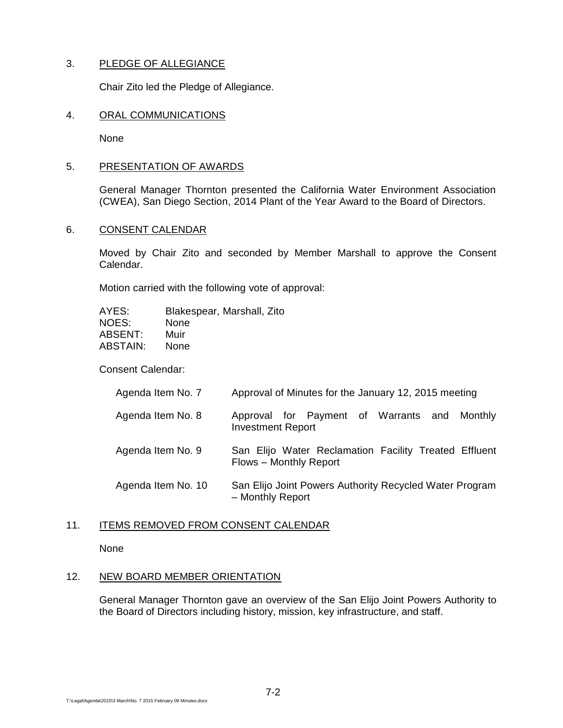3. PLEDGE OF ALLEGIANCE

Chair Zito led the Pledge of Allegiance.

4. ORAL COMMUNICATIONS

None

5. PRESENTATION OF AWARDS

General Manager Thornton presented the California Water Environment Association (CWEA), San Diego Section, 2014 Plant of the Year Award to the Board of Directors.

6. CONSENT CALENDAR

Moved by Chair Zito and seconded by Member Marshall to approve the Consent Calendar.

Motion carried with the following vote of approval:

| | |
|---|---|
| AYES: | Blakespear, Marshall, Zito |
| NOES: | None |
| ABSENT: | Muir |
| ABSTAIN: | None |

Consent Calendar:

| | |
|---|---|
| Agenda Item No. 7 | Approval of Minutes for the January 12, 2015 meeting |
| Agenda Item No. 8 | Approval for Payment of Warrants and Monthly Investment Report |
| Agenda Item No. 9 | San Elijo Water Reclamation Facility Treated Effluent Flows – Monthly Report |
| Agenda Item No. 10 | San Elijo Joint Powers Authority Recycled Water Program – Monthly Report |

11. ITEMS REMOVED FROM CONSENT CALENDAR

None

12. NEW BOARD MEMBER ORIENTATION

General Manager Thornton gave an overview of the San Elijo Joint Powers Authority to the Board of Directors including history, mission, key infrastructure, and staff.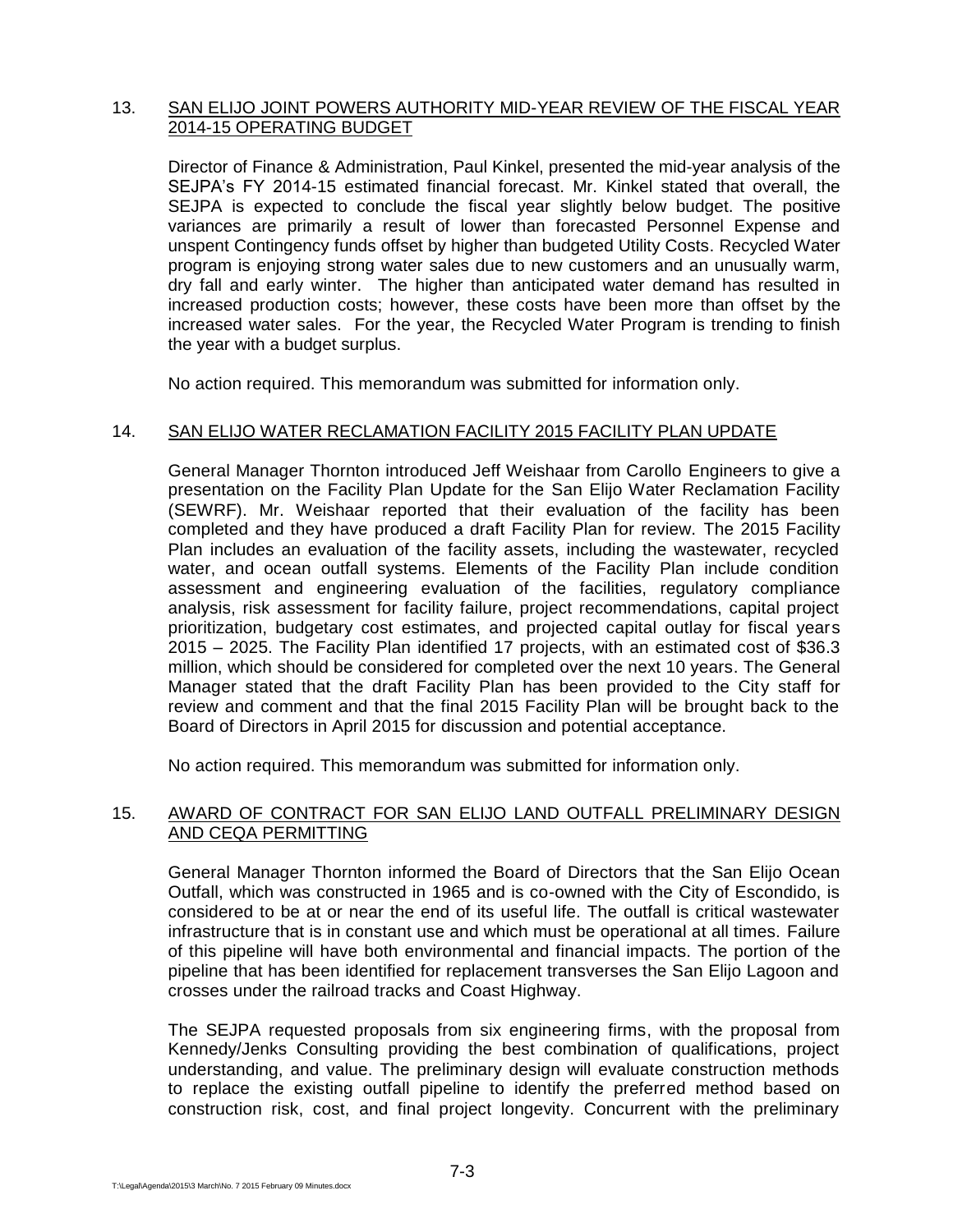## 13. SAN ELIJO JOINT POWERS AUTHORITY MID-YEAR REVIEW OF THE FISCAL YEAR 2014-15 OPERATING BUDGET

Director of Finance & Administration, Paul Kinkel, presented the mid-year analysis of the SEJPA's FY 2014-15 estimated financial forecast. Mr. Kinkel stated that overall, the SEJPA is expected to conclude the fiscal year slightly below budget. The positive variances are primarily a result of lower than forecasted Personnel Expense and unspent Contingency funds offset by higher than budgeted Utility Costs. Recycled Water program is enjoying strong water sales due to new customers and an unusually warm, dry fall and early winter. The higher than anticipated water demand has resulted in increased production costs; however, these costs have been more than offset by the increased water sales. For the year, the Recycled Water Program is trending to finish the year with a budget surplus.

No action required. This memorandum was submitted for information only.

## 14. SAN ELIJO WATER RECLAMATION FACILITY 2015 FACILITY PLAN UPDATE

General Manager Thornton introduced Jeff Weishaar from Carollo Engineers to give a presentation on the Facility Plan Update for the San Elijo Water Reclamation Facility (SEWRF). Mr. Weishaar reported that their evaluation of the facility has been completed and they have produced a draft Facility Plan for review. The 2015 Facility Plan includes an evaluation of the facility assets, including the wastewater, recycled water, and ocean outfall systems. Elements of the Facility Plan include condition assessment and engineering evaluation of the facilities, regulatory compliance analysis, risk assessment for facility failure, project recommendations, capital project prioritization, budgetary cost estimates, and projected capital outlay for fiscal years 2015 – 2025. The Facility Plan identified 17 projects, with an estimated cost of $36.3 million, which should be considered for completed over the next 10 years. The General Manager stated that the draft Facility Plan has been provided to the City staff for review and comment and that the final 2015 Facility Plan will be brought back to the Board of Directors in April 2015 for discussion and potential acceptance.

No action required. This memorandum was submitted for information only.

## 15. AWARD OF CONTRACT FOR SAN ELIJO LAND OUTFALL PRELIMINARY DESIGN AND CEQA PERMITTING

General Manager Thornton informed the Board of Directors that the San Elijo Ocean Outfall, which was constructed in 1965 and is co-owned with the City of Escondido, is considered to be at or near the end of its useful life. The outfall is critical wastewater infrastructure that is in constant use and which must be operational at all times. Failure of this pipeline will have both environmental and financial impacts. The portion of the pipeline that has been identified for replacement transverses the San Elijo Lagoon and crosses under the railroad tracks and Coast Highway.

The SEJPA requested proposals from six engineering firms, with the proposal from Kennedy/Jenks Consulting providing the best combination of qualifications, project understanding, and value. The preliminary design will evaluate construction methods to replace the existing outfall pipeline to identify the preferred method based on construction risk, cost, and final project longevity. Concurrent with the preliminary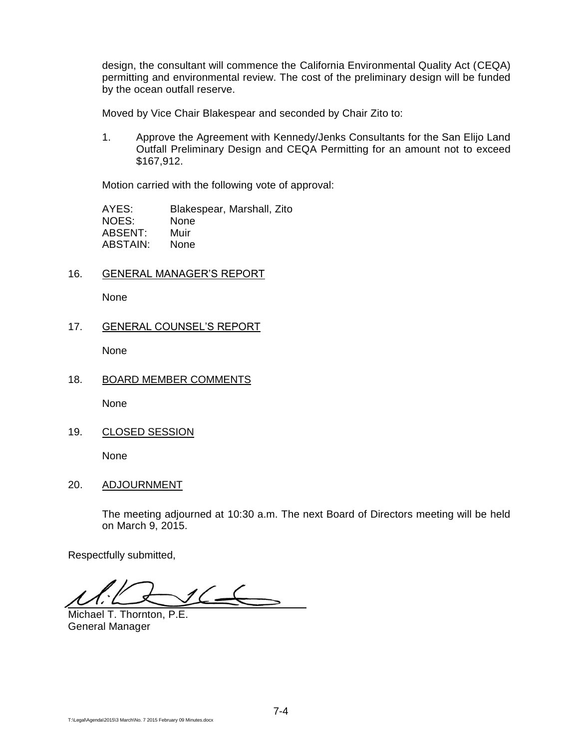design, the consultant will commence the California Environmental Quality Act (CEQA) permitting and environmental review. The cost of the preliminary design will be funded by the ocean outfall reserve.

Moved by Vice Chair Blakespear and seconded by Chair Zito to:

1. Approve the Agreement with Kennedy/Jenks Consultants for the San Elijo Land Outfall Preliminary Design and CEQA Permitting for an amount not to exceed $167,912.

Motion carried with the following vote of approval:

| | |
|---|---|
| AYES: | Blakespear, Marshall, Zito |
| NOES: | None |
| ABSENT: | Muir |
| ABSTAIN: | None |

16. GENERAL MANAGER'S REPORT

None

17. GENERAL COUNSEL'S REPORT

None

18. BOARD MEMBER COMMENTS

None

19. CLOSED SESSION

None

20. ADJOURNMENT

The meeting adjourned at 10:30 a.m. The next Board of Directors meeting will be held on March 9, 2015.

Respectfully submitted,

Michael T. Thornton, P.E.
General Manager

T:\Legal\Agenda\2015\3 March\No. 7 2015 February 09 Minutes.docx